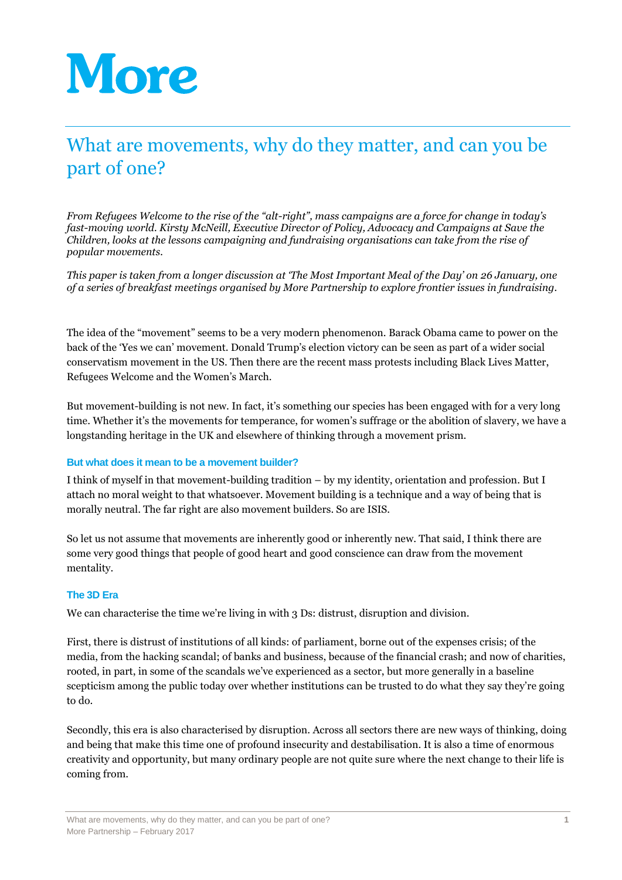# More

## What are movements, why do they matter, and can you be part of one?

*From Refugees Welcome to the rise of the "alt-right", mass campaigns are a force for change in today's fast-moving world. Kirsty McNeill, Executive Director of Policy, Advocacy and Campaigns at Save the Children, looks at the lessons campaigning and fundraising organisations can take from the rise of popular movements.*

*This paper is taken from a longer discussion at 'The Most Important Meal of the Day' on 26 January, one of a series of breakfast meetings organised by More Partnership to explore frontier issues in fundraising.*

The idea of the "movement" seems to be a very modern phenomenon. Barack Obama came to power on the back of the 'Yes we can' movement. Donald Trump's election victory can be seen as part of a wider social conservatism movement in the US. Then there are the recent mass protests including Black Lives Matter, Refugees Welcome and the Women's March.

But movement-building is not new. In fact, it's something our species has been engaged with for a very long time. Whether it's the movements for temperance, for women's suffrage or the abolition of slavery, we have a longstanding heritage in the UK and elsewhere of thinking through a movement prism.

### But what does it mean to be a movement builder?

I think of myself in that movement-building tradition – by my identity, orientation and profession. But I attach no moral weight to that whatsoever. Movement building is a technique and a way of being that is morally neutral. The far right are also movement builders. So are ISIS.

So let us not assume that movements are inherently good or inherently new. That said, I think there are some very good things that people of good heart and good conscience can draw from the movement mentality.

### The 3D Era

We can characterise the time we're living in with 3 Ds: distrust, disruption and division.

First, there is distrust of institutions of all kinds: of parliament, borne out of the expenses crisis; of the media, from the hacking scandal; of banks and business, because of the financial crash; and now of charities, rooted, in part, in some of the scandals we've experienced as a sector, but more generally in a baseline scepticism among the public today over whether institutions can be trusted to do what they say they're going to do.

Secondly, this era is also characterised by disruption. Across all sectors there are new ways of thinking, doing and being that make this time one of profound insecurity and destabilisation. It is also a time of enormous creativity and opportunity, but many ordinary people are not quite sure where the next change to their life is coming from.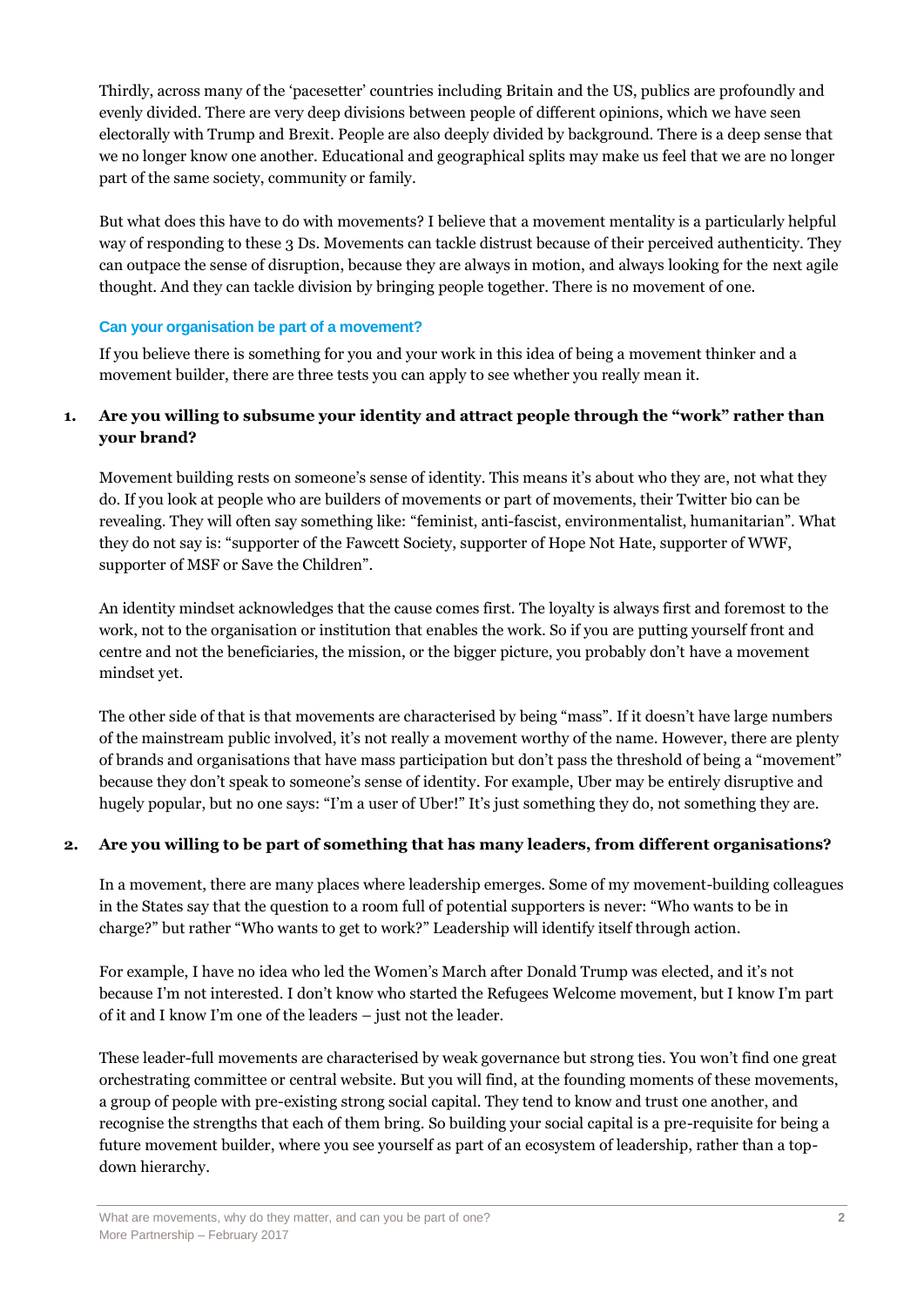Thirdly, across many of the 'pacesetter' countries including Britain and the US, publics are profoundly and evenly divided. There are very deep divisions between people of different opinions, which we have seen electorally with Trump and Brexit. People are also deeply divided by background. There is a deep sense that we no longer know one another. Educational and geographical splits may make us feel that we are no longer part of the same society, community or family.

But what does this have to do with movements? I believe that a movement mentality is a particularly helpful way of responding to these 3 Ds. Movements can tackle distrust because of their perceived authenticity. They can outpace the sense of disruption, because they are always in motion, and always looking for the next agile thought. And they can tackle division by bringing people together. There is no movement of one.

### Can your organisation be part of a movement?

If you believe there is something for you and your work in this idea of being a movement thinker and a movement builder, there are three tests you can apply to see whether you really mean it.

**1. Are you willing to subsume your identity and attract people through the "work" rather than your brand?**

Movement building rests on someone's sense of identity. This means it's about who they are, not what they do. If you look at people who are builders of movements or part of movements, their Twitter bio can be revealing. They will often say something like: "feminist, anti-fascist, environmentalist, humanitarian". What they do not say is: "supporter of the Fawcett Society, supporter of Hope Not Hate, supporter of WWF, supporter of MSF or Save the Children".

An identity mindset acknowledges that the cause comes first. The loyalty is always first and foremost to the work, not to the organisation or institution that enables the work. So if you are putting yourself front and centre and not the beneficiaries, the mission, or the bigger picture, you probably don't have a movement mindset yet.

The other side of that is that movements are characterised by being "mass". If it doesn't have large numbers of the mainstream public involved, it's not really a movement worthy of the name. However, there are plenty of brands and organisations that have mass participation but don't pass the threshold of being a "movement" because they don't speak to someone's sense of identity. For example, Uber may be entirely disruptive and hugely popular, but no one says: "I'm a user of Uber!" It's just something they do, not something they are.

**2. Are you willing to be part of something that has many leaders, from different organisations?**

In a movement, there are many places where leadership emerges. Some of my movement-building colleagues in the States say that the question to a room full of potential supporters is never: "Who wants to be in charge?" but rather "Who wants to get to work?" Leadership will identify itself through action.

For example, I have no idea who led the Women's March after Donald Trump was elected, and it's not because I'm not interested. I don't know who started the Refugees Welcome movement, but I know I'm part of it and I know I'm one of the leaders – just not the leader.

These leader-full movements are characterised by weak governance but strong ties. You won't find one great orchestrating committee or central website. But you will find, at the founding moments of these movements, a group of people with pre-existing strong social capital. They tend to know and trust one another, and recognise the strengths that each of them bring. So building your social capital is a pre-requisite for being a future movement builder, where you see yourself as part of an ecosystem of leadership, rather than a top-down hierarchy.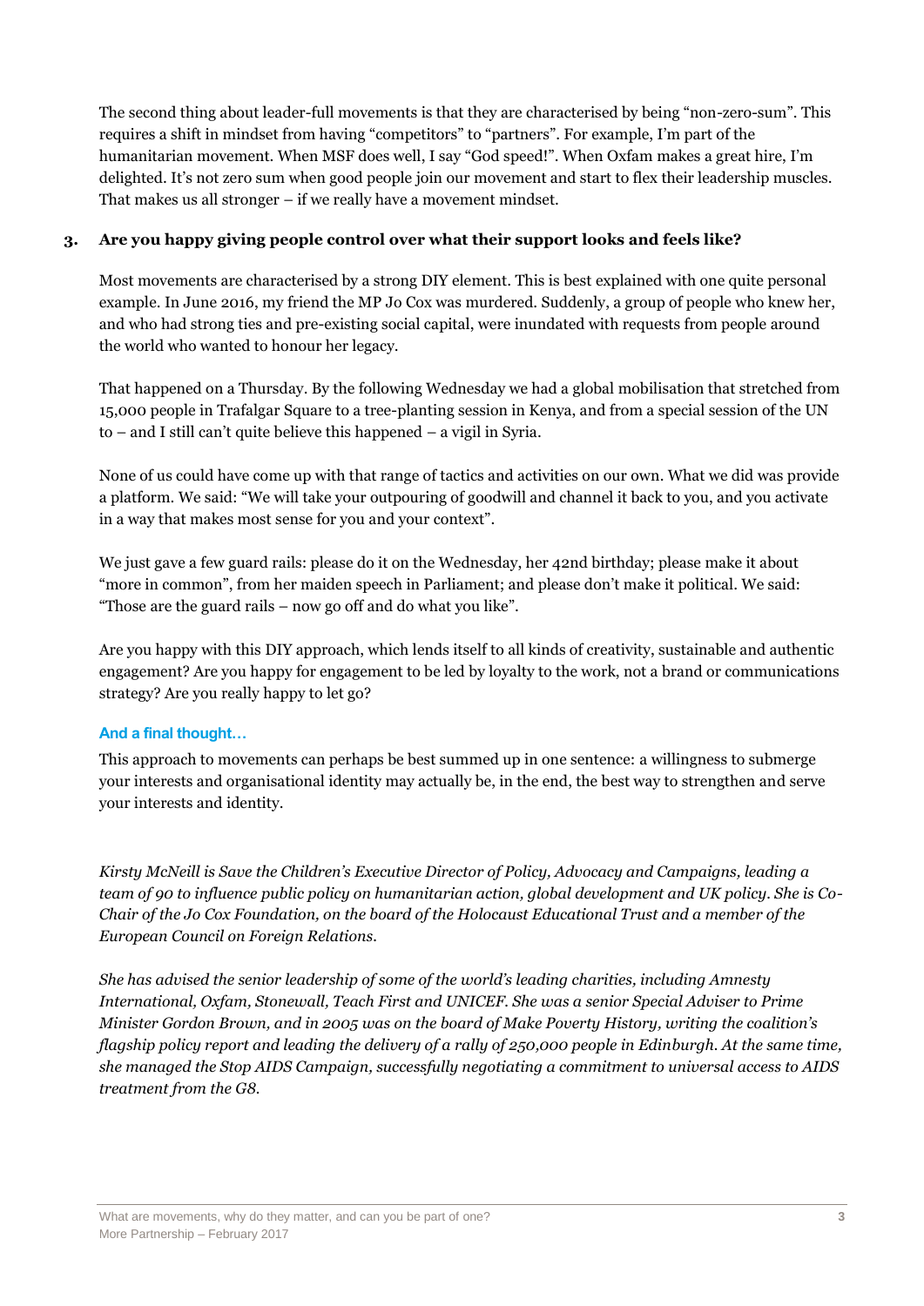The second thing about leader-full movements is that they are characterised by being "non-zero-sum". This requires a shift in mindset from having "competitors" to "partners". For example, I'm part of the humanitarian movement. When MSF does well, I say "God speed!". When Oxfam makes a great hire, I'm delighted. It's not zero sum when good people join our movement and start to flex their leadership muscles. That makes us all stronger – if we really have a movement mindset.

3. **Are you happy giving people control over what their support looks and feels like?**

Most movements are characterised by a strong DIY element. This is best explained with one quite personal example. In June 2016, my friend the MP Jo Cox was murdered. Suddenly, a group of people who knew her, and who had strong ties and pre-existing social capital, were inundated with requests from people around the world who wanted to honour her legacy.

That happened on a Thursday. By the following Wednesday we had a global mobilisation that stretched from 15,000 people in Trafalgar Square to a tree-planting session in Kenya, and from a special session of the UN to – and I still can't quite believe this happened – a vigil in Syria.

None of us could have come up with that range of tactics and activities on our own. What we did was provide a platform. We said: "We will take your outpouring of goodwill and channel it back to you, and you activate in a way that makes most sense for you and your context".

We just gave a few guard rails: please do it on the Wednesday, her 42nd birthday; please make it about "more in common", from her maiden speech in Parliament; and please don't make it political. We said: "Those are the guard rails – now go off and do what you like".

Are you happy with this DIY approach, which lends itself to all kinds of creativity, sustainable and authentic engagement? Are you happy for engagement to be led by loyalty to the work, not a brand or communications strategy? Are you really happy to let go?

### And a final thought…

This approach to movements can perhaps be best summed up in one sentence: a willingness to submerge your interests and organisational identity may actually be, in the end, the best way to strengthen and serve your interests and identity.

*Kirsty McNeill is Save the Children's Executive Director of Policy, Advocacy and Campaigns, leading a team of 90 to influence public policy on humanitarian action, global development and UK policy. She is Co-Chair of the Jo Cox Foundation, on the board of the Holocaust Educational Trust and a member of the European Council on Foreign Relations.*

*She has advised the senior leadership of some of the world's leading charities, including Amnesty International, Oxfam, Stonewall, Teach First and UNICEF. She was a senior Special Adviser to Prime Minister Gordon Brown, and in 2005 was on the board of Make Poverty History, writing the coalition's flagship policy report and leading the delivery of a rally of 250,000 people in Edinburgh. At the same time, she managed the Stop AIDS Campaign, successfully negotiating a commitment to universal access to AIDS treatment from the G8.*